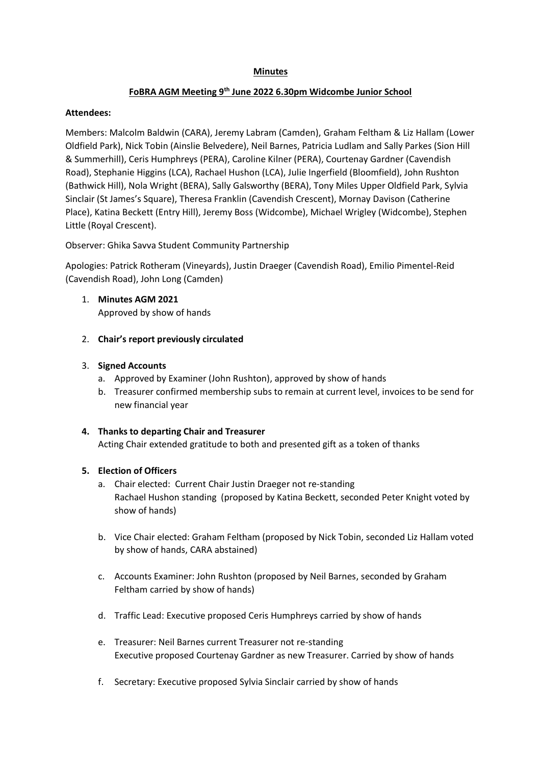**Minutes**

**FoBRA AGM Meeting 9th June 2022 6.30pm Widcombe Junior School**

**Attendees:**

Members: Malcolm Baldwin (CARA), Jeremy Labram (Camden), Graham Feltham & Liz Hallam (Lower Oldfield Park), Nick Tobin (Ainslie Belvedere), Neil Barnes, Patricia Ludlam and Sally Parkes (Sion Hill & Summerhill), Ceris Humphreys (PERA), Caroline Kilner (PERA), Courtenay Gardner (Cavendish Road), Stephanie Higgins (LCA), Rachael Hushon (LCA), Julie Ingerfield (Bloomfield), John Rushton (Bathwick Hill), Nola Wright (BERA), Sally Galsworthy (BERA), Tony Miles Upper Oldfield Park, Sylvia Sinclair (St James's Square), Theresa Franklin (Cavendish Crescent), Mornay Davison (Catherine Place), Katina Beckett (Entry Hill), Jeremy Boss (Widcombe), Michael Wrigley (Widcombe), Stephen Little (Royal Crescent).

Observer: Ghika Savva Student Community Partnership

Apologies: Patrick Rotheram (Vineyards), Justin Draeger (Cavendish Road), Emilio Pimentel-Reid (Cavendish Road), John Long (Camden)

1. **Minutes AGM 2021**
   Approved by show of hands

2. **Chair's report previously circulated**

3. **Signed Accounts**
   a. Approved by Examiner (John Rushton), approved by show of hands
   b. Treasurer confirmed membership subs to remain at current level, invoices to be send for new financial year

4. **Thanks to departing Chair and Treasurer**
   Acting Chair extended gratitude to both and presented gift as a token of thanks

5. **Election of Officers**
   a. Chair elected: Current Chair Justin Draeger not re-standing
      Rachael Hushon standing (proposed by Katina Beckett, seconded Peter Knight voted by show of hands)

   b. Vice Chair elected: Graham Feltham (proposed by Nick Tobin, seconded Liz Hallam voted by show of hands, CARA abstained)

   c. Accounts Examiner: John Rushton (proposed by Neil Barnes, seconded by Graham Feltham carried by show of hands)

   d. Traffic Lead: Executive proposed Ceris Humphreys carried by show of hands

   e. Treasurer: Neil Barnes current Treasurer not re-standing
      Executive proposed Courtenay Gardner as new Treasurer. Carried by show of hands

   f. Secretary: Executive proposed Sylvia Sinclair carried by show of hands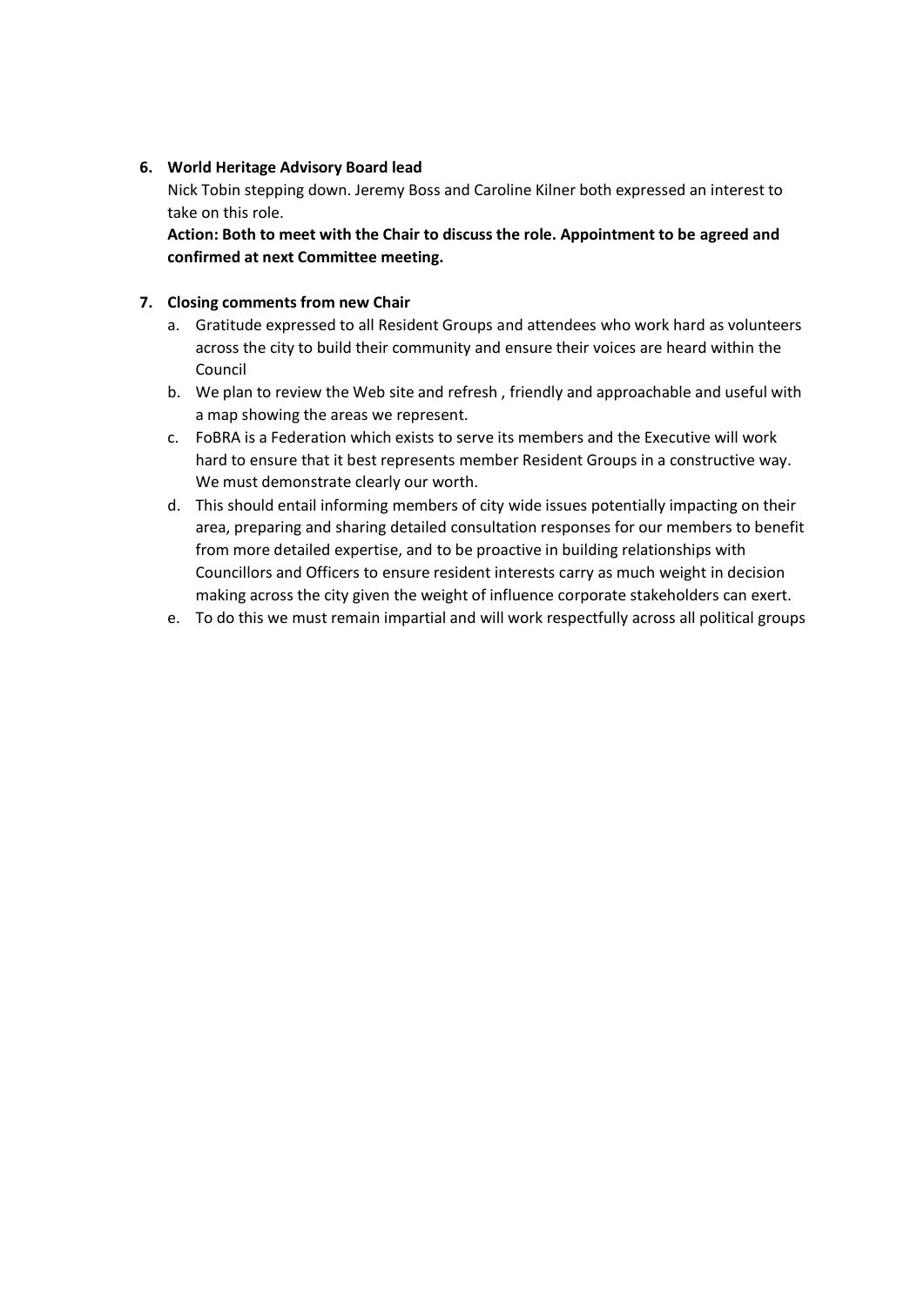6. **World Heritage Advisory Board lead**

   Nick Tobin stepping down. Jeremy Boss and Caroline Kilner both expressed an interest to take on this role.

   **Action: Both to meet with the Chair to discuss the role. Appointment to be agreed and confirmed at next Committee meeting.**

7. **Closing comments from new Chair**

   a. Gratitude expressed to all Resident Groups and attendees who work hard as volunteers across the city to build their community and ensure their voices are heard within the Council
   b. We plan to review the Web site and refresh , friendly and approachable and useful with a map showing the areas we represent.
   c. FoBRA is a Federation which exists to serve its members and the Executive will work hard to ensure that it best represents member Resident Groups in a constructive way. We must demonstrate clearly our worth.
   d. This should entail informing members of city wide issues potentially impacting on their area, preparing and sharing detailed consultation responses for our members to benefit from more detailed expertise, and to be proactive in building relationships with Councillors and Officers to ensure resident interests carry as much weight in decision making across the city given the weight of influence corporate stakeholders can exert.
   e. To do this we must remain impartial and will work respectfully across all political groups